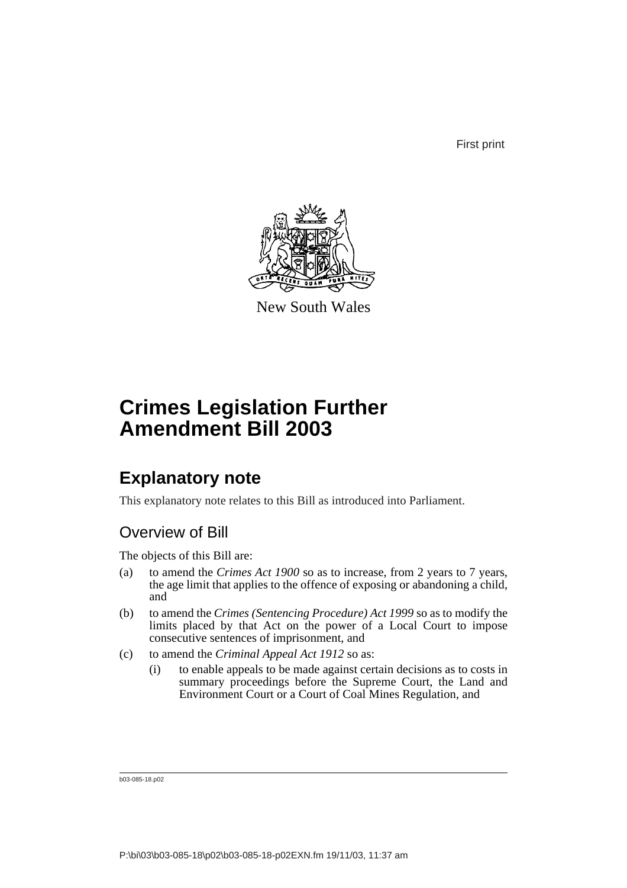First print

New South Wales

# Crimes Legislation Further Amendment Bill 2003

## Explanatory note

This explanatory note relates to this Bill as introduced into Parliament.

### Overview of Bill

The objects of this Bill are:

(a) to amend the *Crimes Act 1900* so as to increase, from 2 years to 7 years, the age limit that applies to the offence of exposing or abandoning a child, and

(b) to amend the *Crimes (Sentencing Procedure) Act 1999* so as to modify the limits placed by that Act on the power of a Local Court to impose consecutive sentences of imprisonment, and

(c) to amend the *Criminal Appeal Act 1912* so as:

   (i) to enable appeals to be made against certain decisions as to costs in summary proceedings before the Supreme Court, the Land and Environment Court or a Court of Coal Mines Regulation, and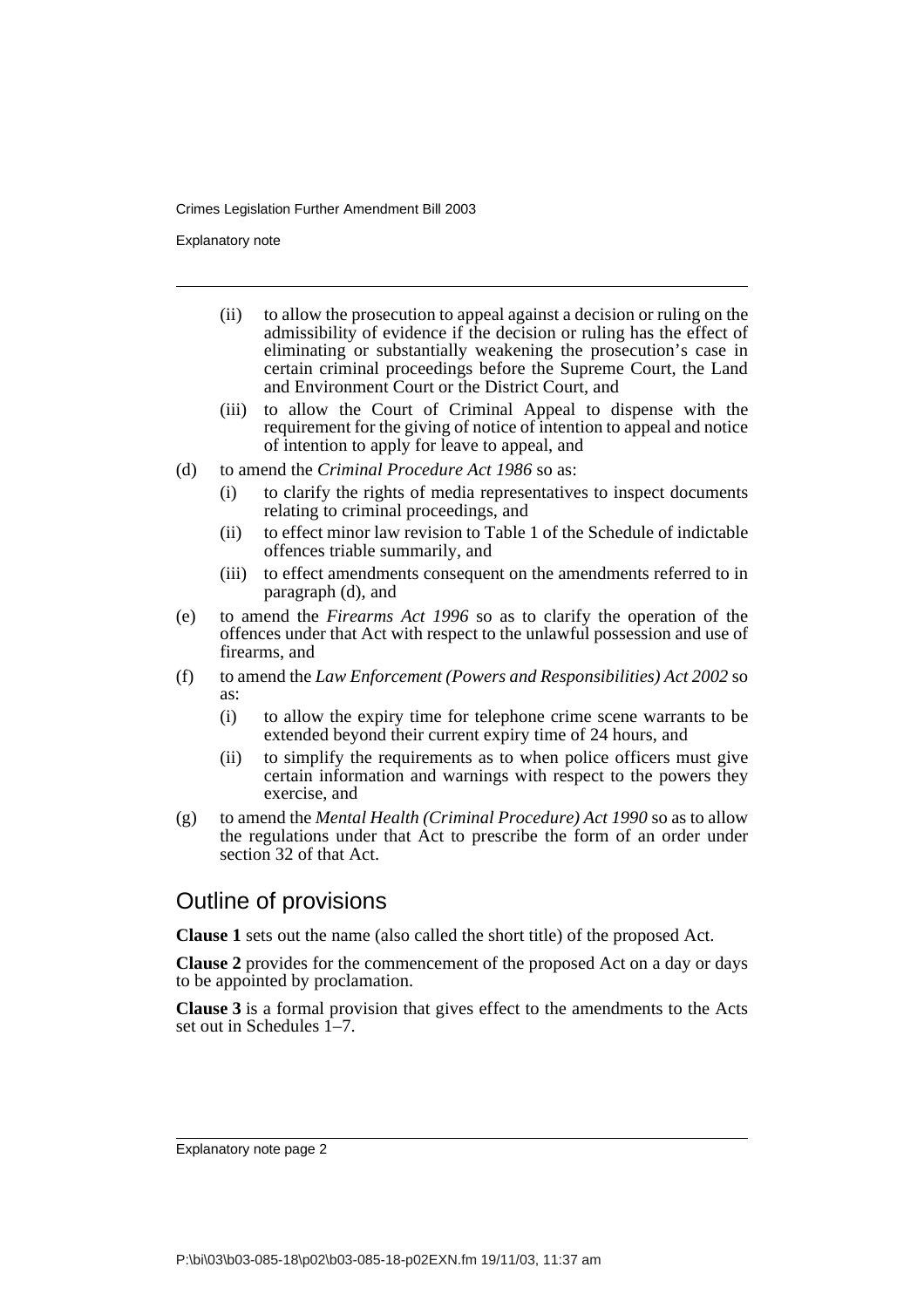- (ii) to allow the prosecution to appeal against a decision or ruling on the admissibility of evidence if the decision or ruling has the effect of eliminating or substantially weakening the prosecution's case in certain criminal proceedings before the Supreme Court, the Land and Environment Court or the District Court, and
- (iii) to allow the Court of Criminal Appeal to dispense with the requirement for the giving of notice of intention to appeal and notice of intention to apply for leave to appeal, and

(d) to amend the *Criminal Procedure Act 1986* so as:

- (i) to clarify the rights of media representatives to inspect documents relating to criminal proceedings, and
- (ii) to effect minor law revision to Table 1 of the Schedule of indictable offences triable summarily, and
- (iii) to effect amendments consequent on the amendments referred to in paragraph (d), and

(e) to amend the *Firearms Act 1996* so as to clarify the operation of the offences under that Act with respect to the unlawful possession and use of firearms, and

(f) to amend the *Law Enforcement (Powers and Responsibilities) Act 2002* so as:

- (i) to allow the expiry time for telephone crime scene warrants to be extended beyond their current expiry time of 24 hours, and
- (ii) to simplify the requirements as to when police officers must give certain information and warnings with respect to the powers they exercise, and

(g) to amend the *Mental Health (Criminal Procedure) Act 1990* so as to allow the regulations under that Act to prescribe the form of an order under section 32 of that Act.

## Outline of provisions

**Clause 1** sets out the name (also called the short title) of the proposed Act.

**Clause 2** provides for the commencement of the proposed Act on a day or days to be appointed by proclamation.

**Clause 3** is a formal provision that gives effect to the amendments to the Acts set out in Schedules 1–7.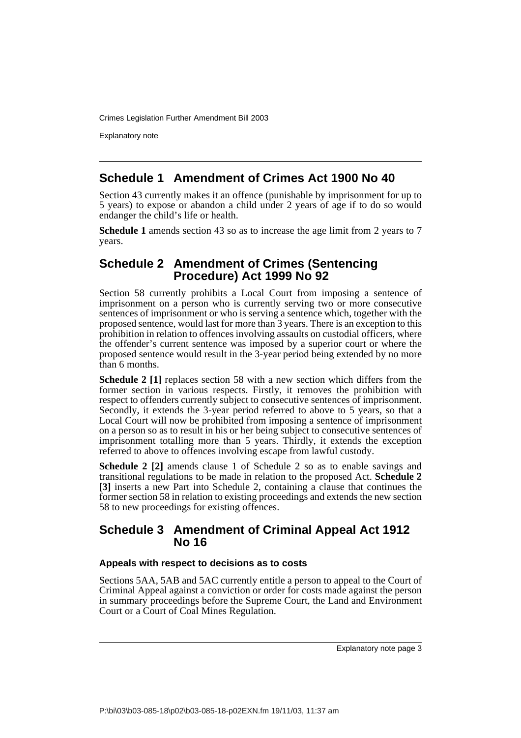## Schedule 1 Amendment of Crimes Act 1900 No 40

Section 43 currently makes it an offence (punishable by imprisonment for up to 5 years) to expose or abandon a child under 2 years of age if to do so would endanger the child's life or health.

**Schedule 1** amends section 43 so as to increase the age limit from 2 years to 7 years.

## Schedule 2 Amendment of Crimes (Sentencing Procedure) Act 1999 No 92

Section 58 currently prohibits a Local Court from imposing a sentence of imprisonment on a person who is currently serving two or more consecutive sentences of imprisonment or who is serving a sentence which, together with the proposed sentence, would last for more than 3 years. There is an exception to this prohibition in relation to offences involving assaults on custodial officers, where the offender's current sentence was imposed by a superior court or where the proposed sentence would result in the 3-year period being extended by no more than 6 months.

**Schedule 2 [1]** replaces section 58 with a new section which differs from the former section in various respects. Firstly, it removes the prohibition with respect to offenders currently subject to consecutive sentences of imprisonment. Secondly, it extends the 3-year period referred to above to 5 years, so that a Local Court will now be prohibited from imposing a sentence of imprisonment on a person so as to result in his or her being subject to consecutive sentences of imprisonment totalling more than 5 years. Thirdly, it extends the exception referred to above to offences involving escape from lawful custody.

**Schedule 2 [2]** amends clause 1 of Schedule 2 so as to enable savings and transitional regulations to be made in relation to the proposed Act. **Schedule 2 [3]** inserts a new Part into Schedule 2, containing a clause that continues the former section 58 in relation to existing proceedings and extends the new section 58 to new proceedings for existing offences.

## Schedule 3 Amendment of Criminal Appeal Act 1912 No 16

### Appeals with respect to decisions as to costs

Sections 5AA, 5AB and 5AC currently entitle a person to appeal to the Court of Criminal Appeal against a conviction or order for costs made against the person in summary proceedings before the Supreme Court, the Land and Environment Court or a Court of Coal Mines Regulation.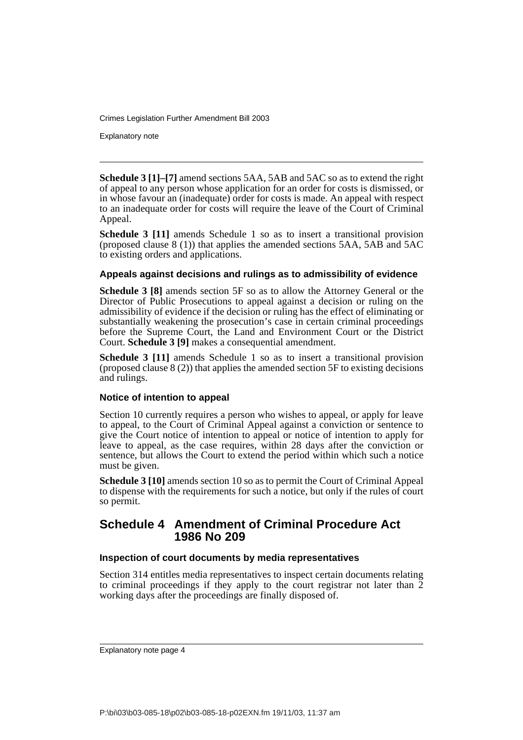**Schedule 3 [1]–[7]** amend sections 5AA, 5AB and 5AC so as to extend the right of appeal to any person whose application for an order for costs is dismissed, or in whose favour an (inadequate) order for costs is made. An appeal with respect to an inadequate order for costs will require the leave of the Court of Criminal Appeal.

**Schedule 3 [11]** amends Schedule 1 so as to insert a transitional provision (proposed clause 8 (1)) that applies the amended sections 5AA, 5AB and 5AC to existing orders and applications.

### Appeals against decisions and rulings as to admissibility of evidence

**Schedule 3 [8]** amends section 5F so as to allow the Attorney General or the Director of Public Prosecutions to appeal against a decision or ruling on the admissibility of evidence if the decision or ruling has the effect of eliminating or substantially weakening the prosecution's case in certain criminal proceedings before the Supreme Court, the Land and Environment Court or the District Court. **Schedule 3 [9]** makes a consequential amendment.

**Schedule 3 [11]** amends Schedule 1 so as to insert a transitional provision (proposed clause 8 (2)) that applies the amended section 5F to existing decisions and rulings.

### Notice of intention to appeal

Section 10 currently requires a person who wishes to appeal, or apply for leave to appeal, to the Court of Criminal Appeal against a conviction or sentence to give the Court notice of intention to appeal or notice of intention to apply for leave to appeal, as the case requires, within 28 days after the conviction or sentence, but allows the Court to extend the period within which such a notice must be given.

**Schedule 3 [10]** amends section 10 so as to permit the Court of Criminal Appeal to dispense with the requirements for such a notice, but only if the rules of court so permit.

## Schedule 4 Amendment of Criminal Procedure Act 1986 No 209

### Inspection of court documents by media representatives

Section 314 entitles media representatives to inspect certain documents relating to criminal proceedings if they apply to the court registrar not later than 2 working days after the proceedings are finally disposed of.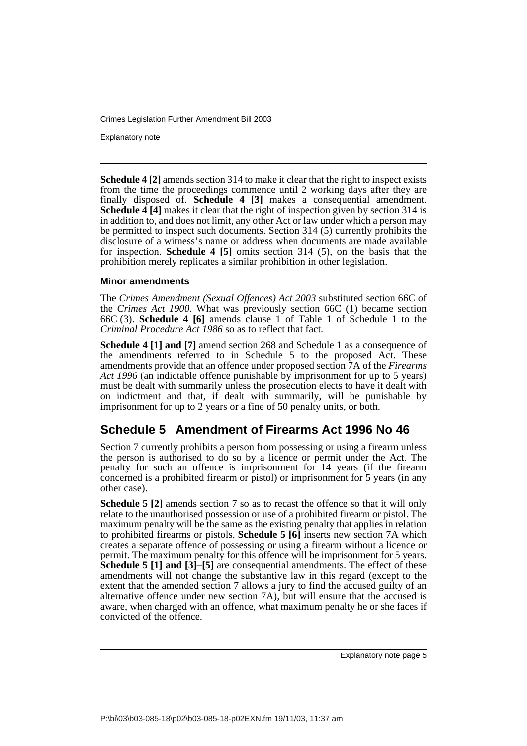**Schedule 4 [2]** amends section 314 to make it clear that the right to inspect exists from the time the proceedings commence until 2 working days after they are finally disposed of. **Schedule 4 [3]** makes a consequential amendment. **Schedule 4 [4]** makes it clear that the right of inspection given by section 314 is in addition to, and does not limit, any other Act or law under which a person may be permitted to inspect such documents. Section 314 (5) currently prohibits the disclosure of a witness's name or address when documents are made available for inspection. **Schedule 4 [5]** omits section 314 (5), on the basis that the prohibition merely replicates a similar prohibition in other legislation.

### Minor amendments

The *Crimes Amendment (Sexual Offences) Act 2003* substituted section 66C of the *Crimes Act 1900*. What was previously section 66C (1) became section 66C (3). **Schedule 4 [6]** amends clause 1 of Table 1 of Schedule 1 to the *Criminal Procedure Act 1986* so as to reflect that fact.

**Schedule 4 [1] and [7]** amend section 268 and Schedule 1 as a consequence of the amendments referred to in Schedule 5 to the proposed Act. These amendments provide that an offence under proposed section 7A of the *Firearms Act 1996* (an indictable offence punishable by imprisonment for up to 5 years) must be dealt with summarily unless the prosecution elects to have it dealt with on indictment and that, if dealt with summarily, will be punishable by imprisonment for up to 2 years or a fine of 50 penalty units, or both.

## Schedule 5 Amendment of Firearms Act 1996 No 46

Section 7 currently prohibits a person from possessing or using a firearm unless the person is authorised to do so by a licence or permit under the Act. The penalty for such an offence is imprisonment for 14 years (if the firearm concerned is a prohibited firearm or pistol) or imprisonment for 5 years (in any other case).

**Schedule 5 [2]** amends section 7 so as to recast the offence so that it will only relate to the unauthorised possession or use of a prohibited firearm or pistol. The maximum penalty will be the same as the existing penalty that applies in relation to prohibited firearms or pistols. **Schedule 5 [6]** inserts new section 7A which creates a separate offence of possessing or using a firearm without a licence or permit. The maximum penalty for this offence will be imprisonment for 5 years. **Schedule 5 [1] and [3]–[5]** are consequential amendments. The effect of these amendments will not change the substantive law in this regard (except to the extent that the amended section 7 allows a jury to find the accused guilty of an alternative offence under new section 7A), but will ensure that the accused is aware, when charged with an offence, what maximum penalty he or she faces if convicted of the offence.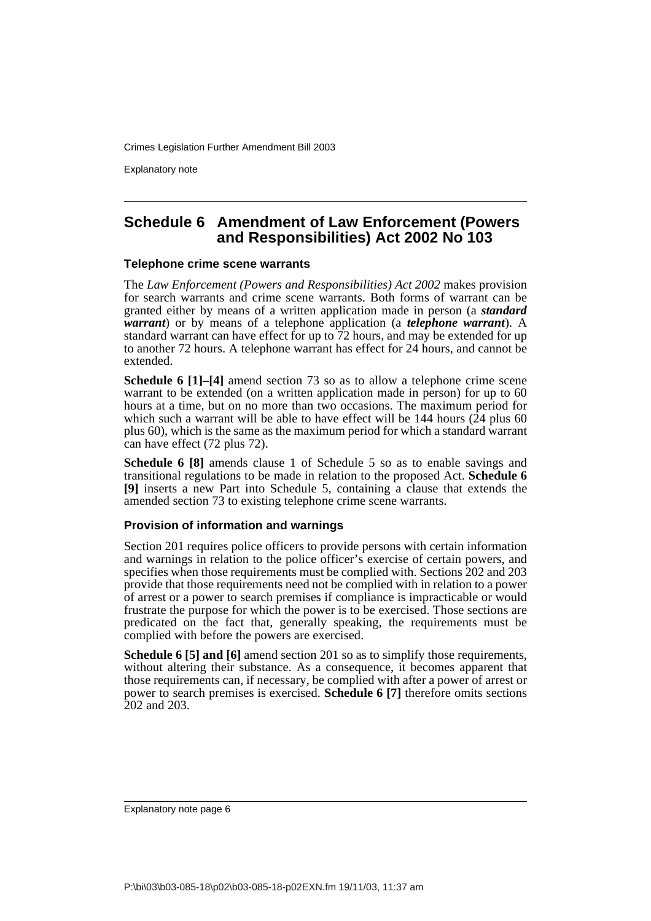## Schedule 6 Amendment of Law Enforcement (Powers and Responsibilities) Act 2002 No 103

### Telephone crime scene warrants

The *Law Enforcement (Powers and Responsibilities) Act 2002* makes provision for search warrants and crime scene warrants. Both forms of warrant can be granted either by means of a written application made in person (a ***standard warrant***) or by means of a telephone application (a ***telephone warrant***). A standard warrant can have effect for up to 72 hours, and may be extended for up to another 72 hours. A telephone warrant has effect for 24 hours, and cannot be extended.

**Schedule 6 [1]–[4]** amend section 73 so as to allow a telephone crime scene warrant to be extended (on a written application made in person) for up to 60 hours at a time, but on no more than two occasions. The maximum period for which such a warrant will be able to have effect will be 144 hours (24 plus 60 plus 60), which is the same as the maximum period for which a standard warrant can have effect (72 plus 72).

**Schedule 6 [8]** amends clause 1 of Schedule 5 so as to enable savings and transitional regulations to be made in relation to the proposed Act. **Schedule 6 [9]** inserts a new Part into Schedule 5, containing a clause that extends the amended section 73 to existing telephone crime scene warrants.

### Provision of information and warnings

Section 201 requires police officers to provide persons with certain information and warnings in relation to the police officer's exercise of certain powers, and specifies when those requirements must be complied with. Sections 202 and 203 provide that those requirements need not be complied with in relation to a power of arrest or a power to search premises if compliance is impracticable or would frustrate the purpose for which the power is to be exercised. Those sections are predicated on the fact that, generally speaking, the requirements must be complied with before the powers are exercised.

**Schedule 6 [5] and [6]** amend section 201 so as to simplify those requirements, without altering their substance. As a consequence, it becomes apparent that those requirements can, if necessary, be complied with after a power of arrest or power to search premises is exercised. **Schedule 6 [7]** therefore omits sections 202 and 203.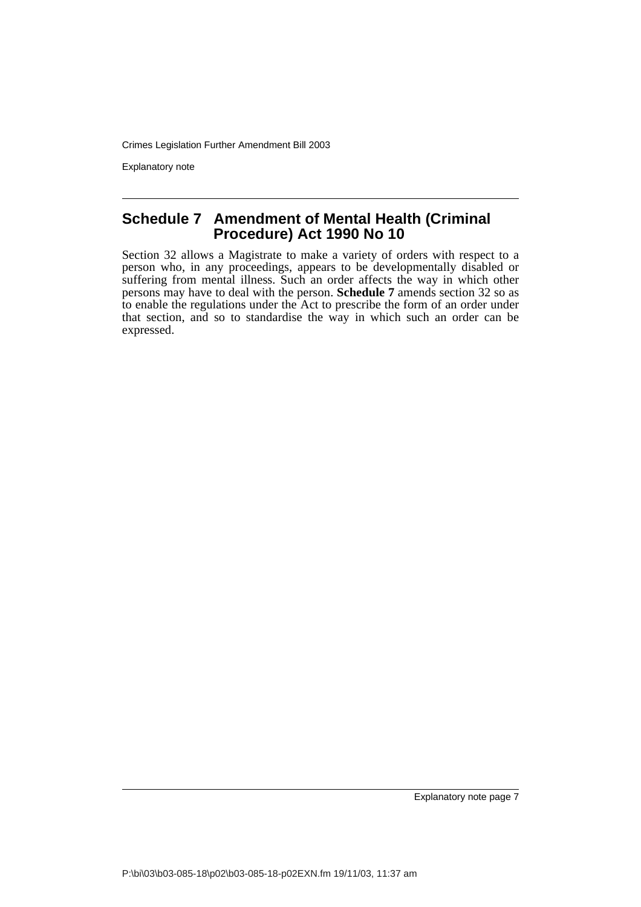## Schedule 7 Amendment of Mental Health (Criminal Procedure) Act 1990 No 10

Section 32 allows a Magistrate to make a variety of orders with respect to a person who, in any proceedings, appears to be developmentally disabled or suffering from mental illness. Such an order affects the way in which other persons may have to deal with the person. **Schedule 7** amends section 32 so as to enable the regulations under the Act to prescribe the form of an order under that section, and so to standardise the way in which such an order can be expressed.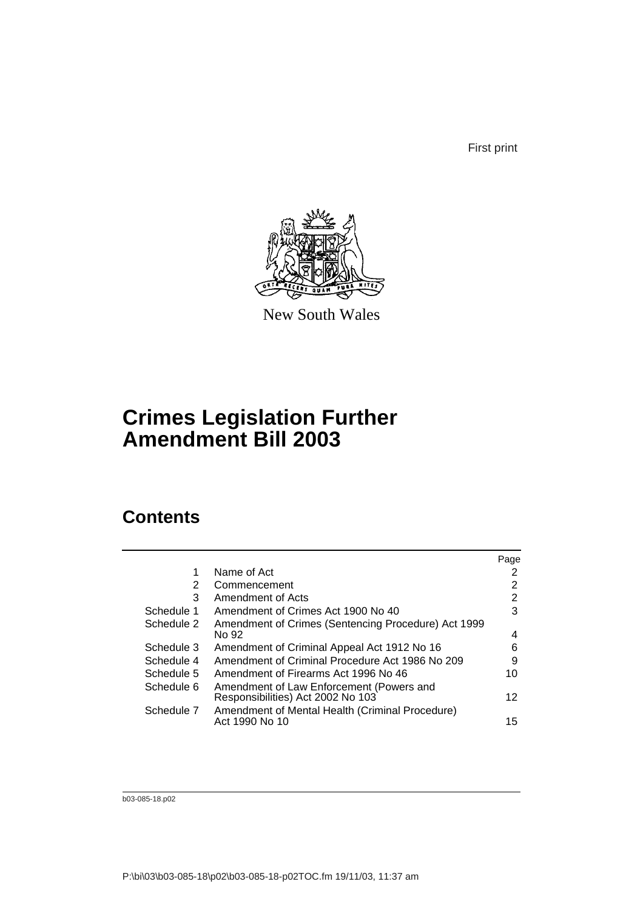First print

New South Wales

# Crimes Legislation Further Amendment Bill 2003

## Contents

| | | Page |
|---|---|---|
| 1 | Name of Act | 2 |
| 2 | Commencement | 2 |
| 3 | Amendment of Acts | 2 |
| Schedule 1 | Amendment of Crimes Act 1900 No 40 | 3 |
| Schedule 2 | Amendment of Crimes (Sentencing Procedure) Act 1999 No 92 | 4 |
| Schedule 3 | Amendment of Criminal Appeal Act 1912 No 16 | 6 |
| Schedule 4 | Amendment of Criminal Procedure Act 1986 No 209 | 9 |
| Schedule 5 | Amendment of Firearms Act 1996 No 46 | 10 |
| Schedule 6 | Amendment of Law Enforcement (Powers and Responsibilities) Act 2002 No 103 | 12 |
| Schedule 7 | Amendment of Mental Health (Criminal Procedure) Act 1990 No 10 | 15 |

b03-085-18.p02

P:\bi\03\b03-085-18\p02\b03-085-18-p02TOC.fm 19/11/03, 11:37 am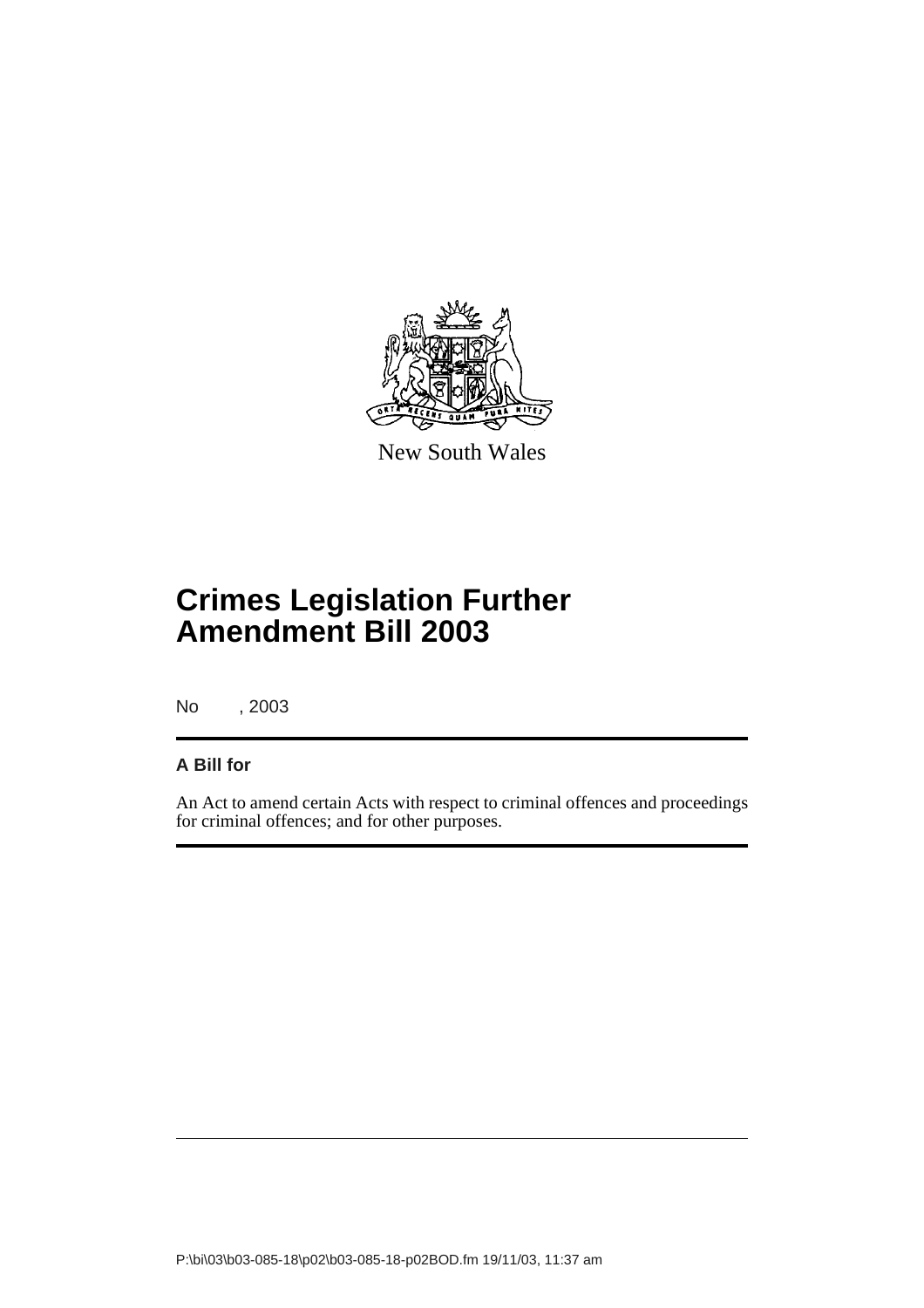New South Wales

# Crimes Legislation Further Amendment Bill 2003

No , 2003

**A Bill for**

An Act to amend certain Acts with respect to criminal offences and proceedings for criminal offences; and for other purposes.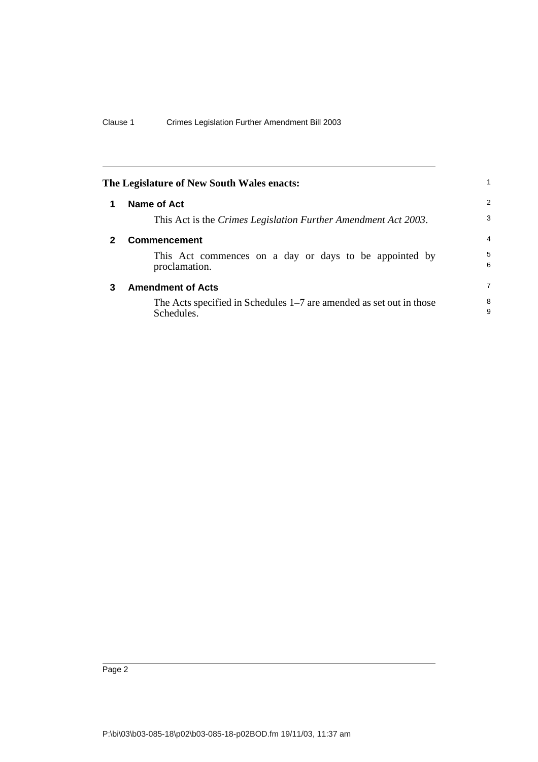**The Legislature of New South Wales enacts:**

## 1 Name of Act

This Act is the *Crimes Legislation Further Amendment Act 2003*.

## 2 Commencement

This Act commences on a day or days to be appointed by proclamation.

## 3 Amendment of Acts

The Acts specified in Schedules 1–7 are amended as set out in those Schedules.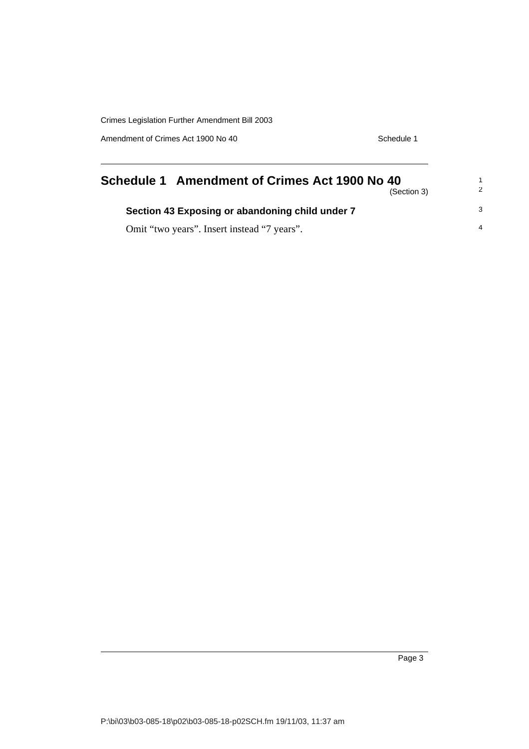# Schedule 1 Amendment of Crimes Act 1900 No 40

(Section 3)

### Section 43 Exposing or abandoning child under 7

Omit "two years". Insert instead "7 years".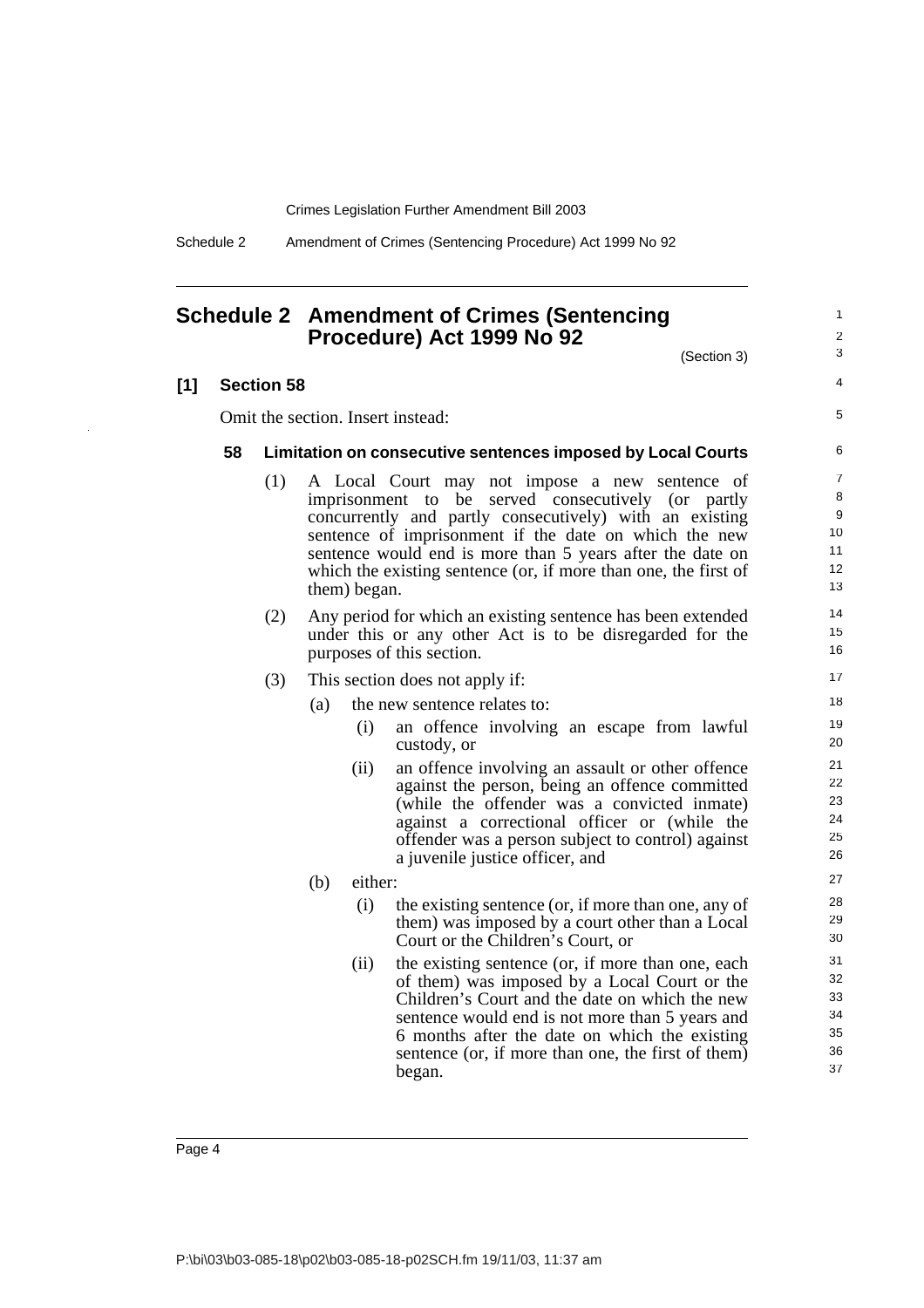# Schedule 2 Amendment of Crimes (Sentencing Procedure) Act 1999 No 92

(Section 3)

**[1] Section 58**

Omit the section. Insert instead:

**58 Limitation on consecutive sentences imposed by Local Courts**

(1) A Local Court may not impose a new sentence of imprisonment to be served consecutively (or partly concurrently and partly consecutively) with an existing sentence of imprisonment if the date on which the new sentence would end is more than 5 years after the date on which the existing sentence (or, if more than one, the first of them) began.

(2) Any period for which an existing sentence has been extended under this or any other Act is to be disregarded for the purposes of this section.

(3) This section does not apply if:

- (a) the new sentence relates to:
  - (i) an offence involving an escape from lawful custody, or
  - (ii) an offence involving an assault or other offence against the person, being an offence committed (while the offender was a convicted inmate) against a correctional officer or (while the offender was a person subject to control) against a juvenile justice officer, and
- (b) either:
  - (i) the existing sentence (or, if more than one, any of them) was imposed by a court other than a Local Court or the Children's Court, or
  - (ii) the existing sentence (or, if more than one, each of them) was imposed by a Local Court or the Children's Court and the date on which the new sentence would end is not more than 5 years and 6 months after the date on which the existing sentence (or, if more than one, the first of them) began.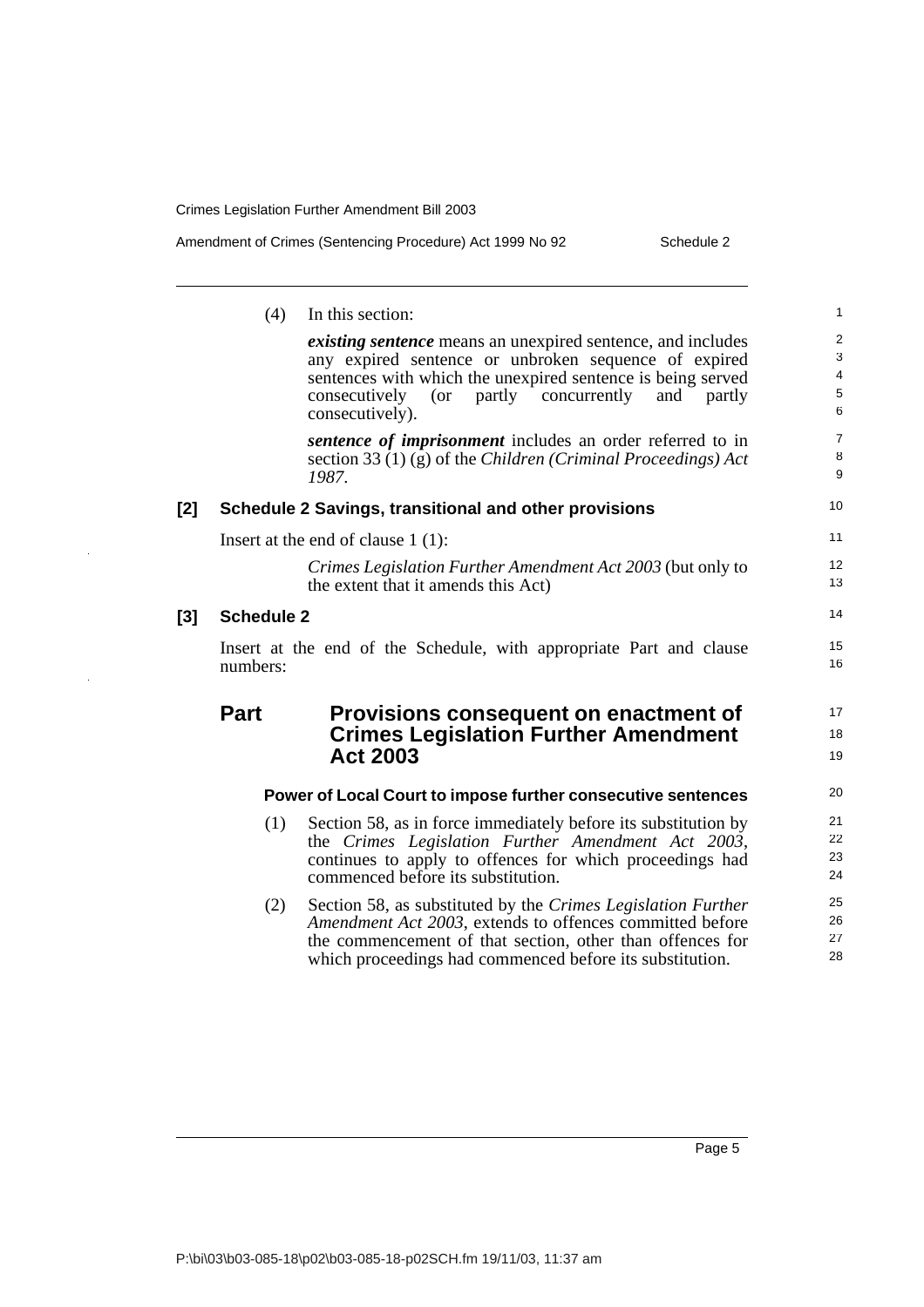(4) In this section:

***existing sentence*** means an unexpired sentence, and includes any expired sentence or unbroken sequence of expired sentences with which the unexpired sentence is being served consecutively (or partly concurrently and partly consecutively).

***sentence of imprisonment*** includes an order referred to in section 33 (1) (g) of the *Children (Criminal Proceedings) Act 1987*.

**[2] Schedule 2 Savings, transitional and other provisions**

Insert at the end of clause 1 (1):

*Crimes Legislation Further Amendment Act 2003* (but only to the extent that it amends this Act)

**[3] Schedule 2**

Insert at the end of the Schedule, with appropriate Part and clause numbers:

## Part Provisions consequent on enactment of Crimes Legislation Further Amendment Act 2003

**Power of Local Court to impose further consecutive sentences**

(1) Section 58, as in force immediately before its substitution by the *Crimes Legislation Further Amendment Act 2003*, continues to apply to offences for which proceedings had commenced before its substitution.

(2) Section 58, as substituted by the *Crimes Legislation Further Amendment Act 2003*, extends to offences committed before the commencement of that section, other than offences for which proceedings had commenced before its substitution.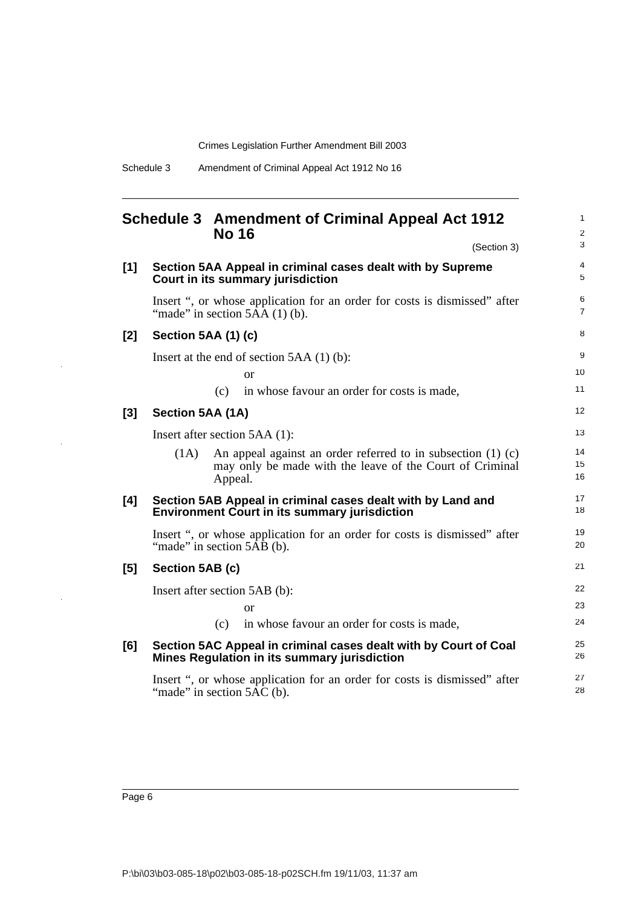# Schedule 3 Amendment of Criminal Appeal Act 1912 No 16

(Section 3)

### [1] Section 5AA Appeal in criminal cases dealt with by Supreme Court in its summary jurisdiction

Insert ", or whose application for an order for costs is dismissed" after "made" in section 5AA (1) (b).

### [2] Section 5AA (1) (c)

Insert at the end of section 5AA (1) (b):

or

(c) in whose favour an order for costs is made,

### [3] Section 5AA (1A)

Insert after section 5AA (1):

(1A) An appeal against an order referred to in subsection (1) (c) may only be made with the leave of the Court of Criminal Appeal.

### [4] Section 5AB Appeal in criminal cases dealt with by Land and Environment Court in its summary jurisdiction

Insert ", or whose application for an order for costs is dismissed" after "made" in section 5AB (b).

### [5] Section 5AB (c)

Insert after section 5AB (b):

or

(c) in whose favour an order for costs is made,

### [6] Section 5AC Appeal in criminal cases dealt with by Court of Coal Mines Regulation in its summary jurisdiction

Insert ", or whose application for an order for costs is dismissed" after "made" in section 5AC (b).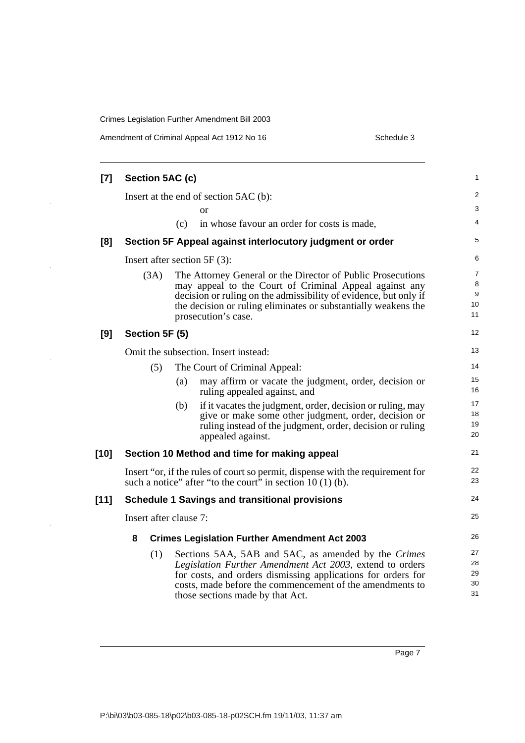### [7] Section 5AC (c)

Insert at the end of section 5AC (b):

or

(c) in whose favour an order for costs is made,

### [8] Section 5F Appeal against interlocutory judgment or order

Insert after section 5F (3):

(3A) The Attorney General or the Director of Public Prosecutions may appeal to the Court of Criminal Appeal against any decision or ruling on the admissibility of evidence, but only if the decision or ruling eliminates or substantially weakens the prosecution's case.

### [9] Section 5F (5)

Omit the subsection. Insert instead:

(5) The Court of Criminal Appeal:

(a) may affirm or vacate the judgment, order, decision or ruling appealed against, and

(b) if it vacates the judgment, order, decision or ruling, may give or make some other judgment, order, decision or ruling instead of the judgment, order, decision or ruling appealed against.

### [10] Section 10 Method and time for making appeal

Insert "or, if the rules of court so permit, dispense with the requirement for such a notice" after "to the court" in section 10 (1) (b).

### [11] Schedule 1 Savings and transitional provisions

Insert after clause 7:

#### 8 Crimes Legislation Further Amendment Act 2003

(1) Sections 5AA, 5AB and 5AC, as amended by the *Crimes Legislation Further Amendment Act 2003*, extend to orders for costs, and orders dismissing applications for orders for costs, made before the commencement of the amendments to those sections made by that Act.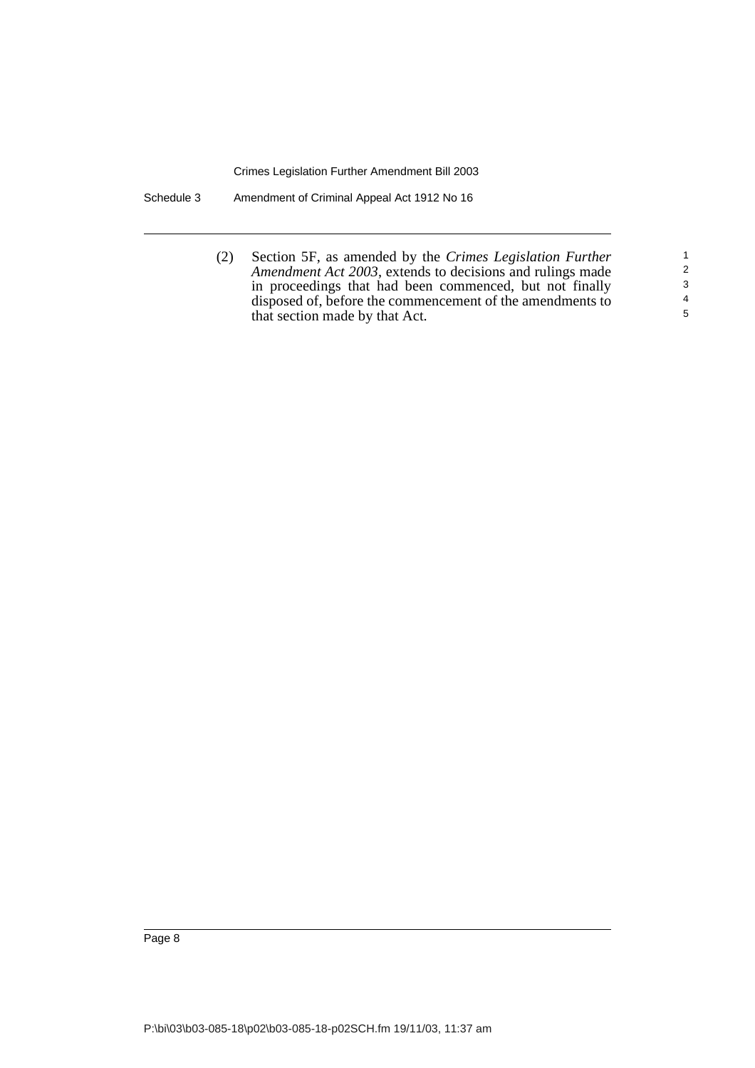(2) Section 5F, as amended by the *Crimes Legislation Further Amendment Act 2003*, extends to decisions and rulings made in proceedings that had been commenced, but not finally disposed of, before the commencement of the amendments to that section made by that Act.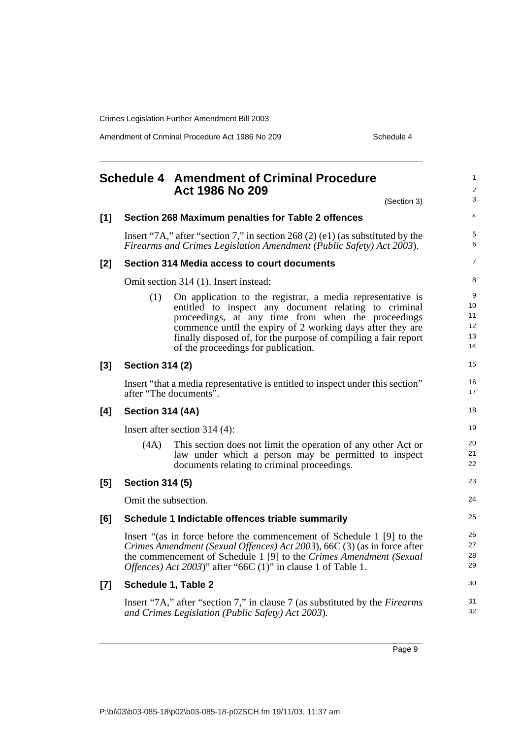# Schedule 4 Amendment of Criminal Procedure Act 1986 No 209

(Section 3)

## [1] Section 268 Maximum penalties for Table 2 offences

Insert "7A," after "section 7," in section 268 (2) (e1) (as substituted by the *Firearms and Crimes Legislation Amendment (Public Safety) Act 2003*).

## [2] Section 314 Media access to court documents

Omit section 314 (1). Insert instead:

> (1) On application to the registrar, a media representative is entitled to inspect any document relating to criminal proceedings, at any time from when the proceedings commence until the expiry of 2 working days after they are finally disposed of, for the purpose of compiling a fair report of the proceedings for publication.

## [3] Section 314 (2)

Insert "that a media representative is entitled to inspect under this section" after "The documents".

## [4] Section 314 (4A)

Insert after section 314 (4):

> (4A) This section does not limit the operation of any other Act or law under which a person may be permitted to inspect documents relating to criminal proceedings.

## [5] Section 314 (5)

Omit the subsection.

## [6] Schedule 1 Indictable offences triable summarily

Insert "(as in force before the commencement of Schedule 1 [9] to the *Crimes Amendment (Sexual Offences) Act 2003*), 66C (3) (as in force after the commencement of Schedule 1 [9] to the *Crimes Amendment (Sexual Offences) Act 2003*)" after "66C (1)" in clause 1 of Table 1.

## [7] Schedule 1, Table 2

Insert "7A," after "section 7," in clause 7 (as substituted by the *Firearms and Crimes Legislation (Public Safety) Act 2003*).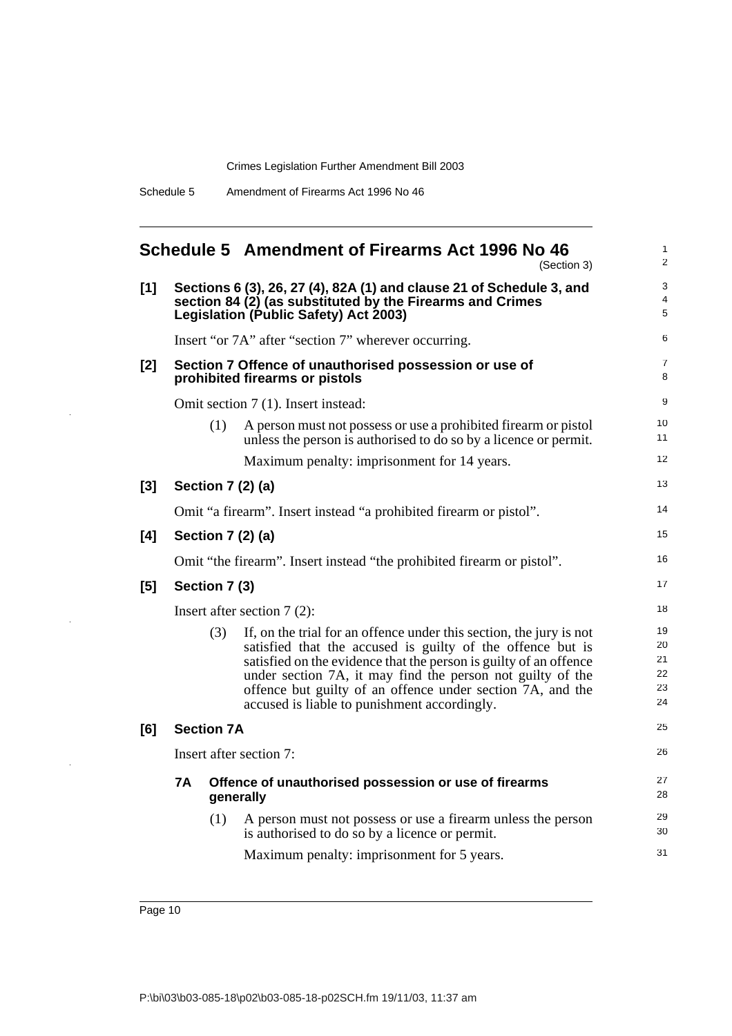## Schedule 5 Amendment of Firearms Act 1996 No 46

(Section 3)

**[1] Sections 6 (3), 26, 27 (4), 82A (1) and clause 21 of Schedule 3, and section 84 (2) (as substituted by the Firearms and Crimes Legislation (Public Safety) Act 2003)**

Insert "or 7A" after "section 7" wherever occurring.

**[2] Section 7 Offence of unauthorised possession or use of prohibited firearms or pistols**

Omit section 7 (1). Insert instead:

(1) A person must not possess or use a prohibited firearm or pistol unless the person is authorised to do so by a licence or permit.

Maximum penalty: imprisonment for 14 years.

**[3] Section 7 (2) (a)**

Omit "a firearm". Insert instead "a prohibited firearm or pistol".

**[4] Section 7 (2) (a)**

Omit "the firearm". Insert instead "the prohibited firearm or pistol".

**[5] Section 7 (3)**

Insert after section 7 (2):

(3) If, on the trial for an offence under this section, the jury is not satisfied that the accused is guilty of the offence but is satisfied on the evidence that the person is guilty of an offence under section 7A, it may find the person not guilty of the offence but guilty of an offence under section 7A, and the accused is liable to punishment accordingly.

**[6] Section 7A**

Insert after section 7:

**7A Offence of unauthorised possession or use of firearms generally**

(1) A person must not possess or use a firearm unless the person is authorised to do so by a licence or permit.

Maximum penalty: imprisonment for 5 years.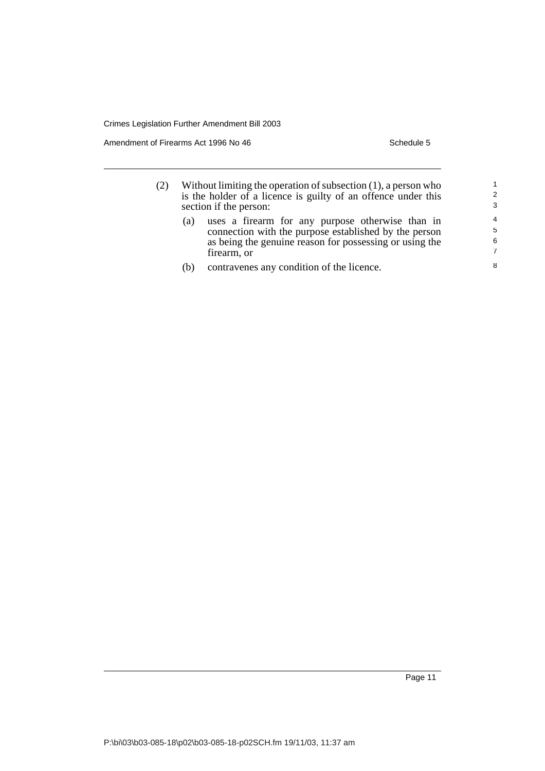(2) Without limiting the operation of subsection (1), a person who is the holder of a licence is guilty of an offence under this section if the person:

(a) uses a firearm for any purpose otherwise than in connection with the purpose established by the person as being the genuine reason for possessing or using the firearm, or

(b) contravenes any condition of the licence.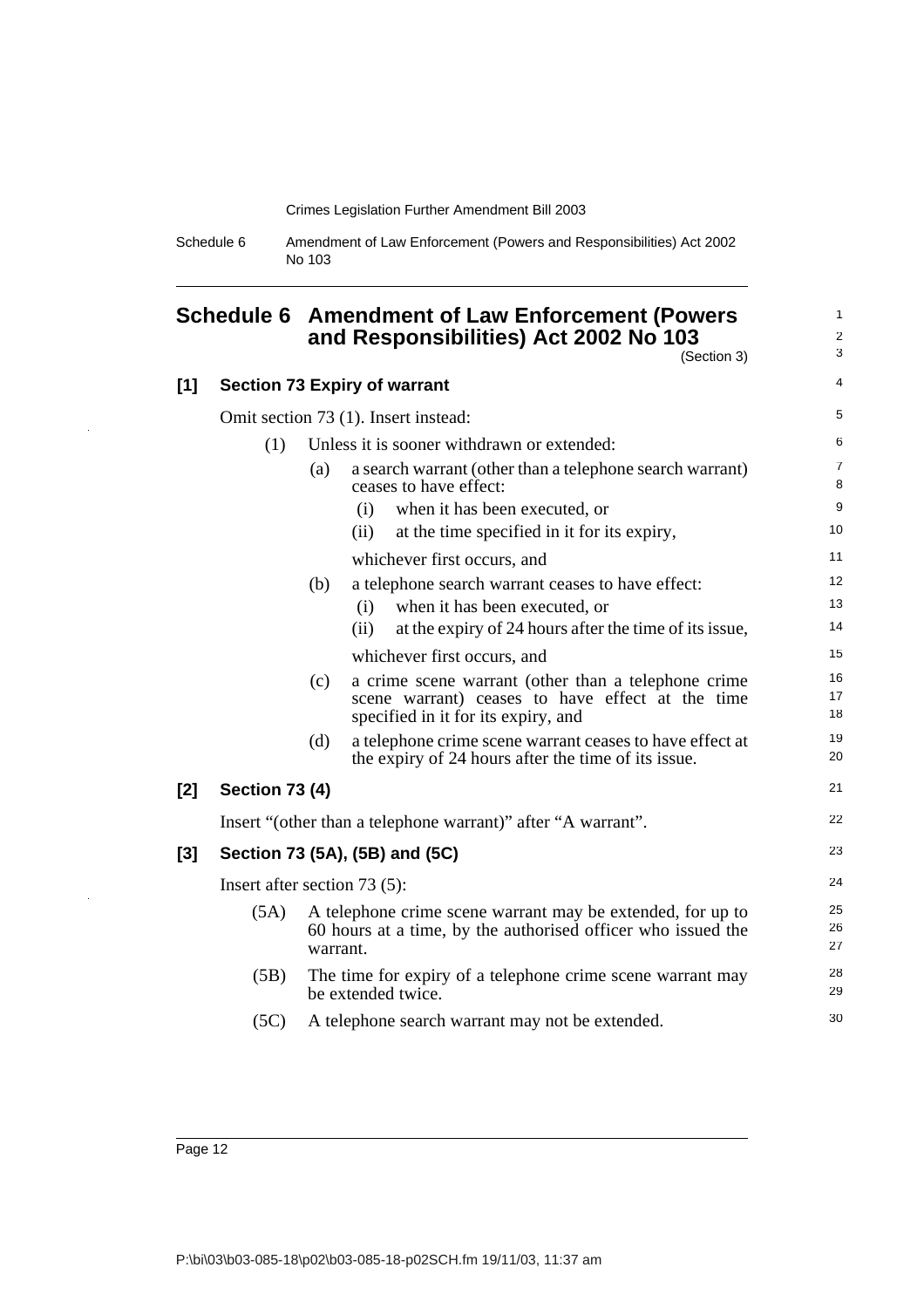# Schedule 6 Amendment of Law Enforcement (Powers and Responsibilities) Act 2002 No 103

(Section 3)

## [1] Section 73 Expiry of warrant

Omit section 73 (1). Insert instead:

(1) Unless it is sooner withdrawn or extended:

(a) a search warrant (other than a telephone search warrant) ceases to have effect:

(i) when it has been executed, or

(ii) at the time specified in it for its expiry,

whichever first occurs, and

(b) a telephone search warrant ceases to have effect:

(i) when it has been executed, or

(ii) at the expiry of 24 hours after the time of its issue,

whichever first occurs, and

(c) a crime scene warrant (other than a telephone crime scene warrant) ceases to have effect at the time specified in it for its expiry, and

(d) a telephone crime scene warrant ceases to have effect at the expiry of 24 hours after the time of its issue.

## [2] Section 73 (4)

Insert "(other than a telephone warrant)" after "A warrant".

## [3] Section 73 (5A), (5B) and (5C)

Insert after section 73 (5):

(5A) A telephone crime scene warrant may be extended, for up to 60 hours at a time, by the authorised officer who issued the warrant.

(5B) The time for expiry of a telephone crime scene warrant may be extended twice.

(5C) A telephone search warrant may not be extended.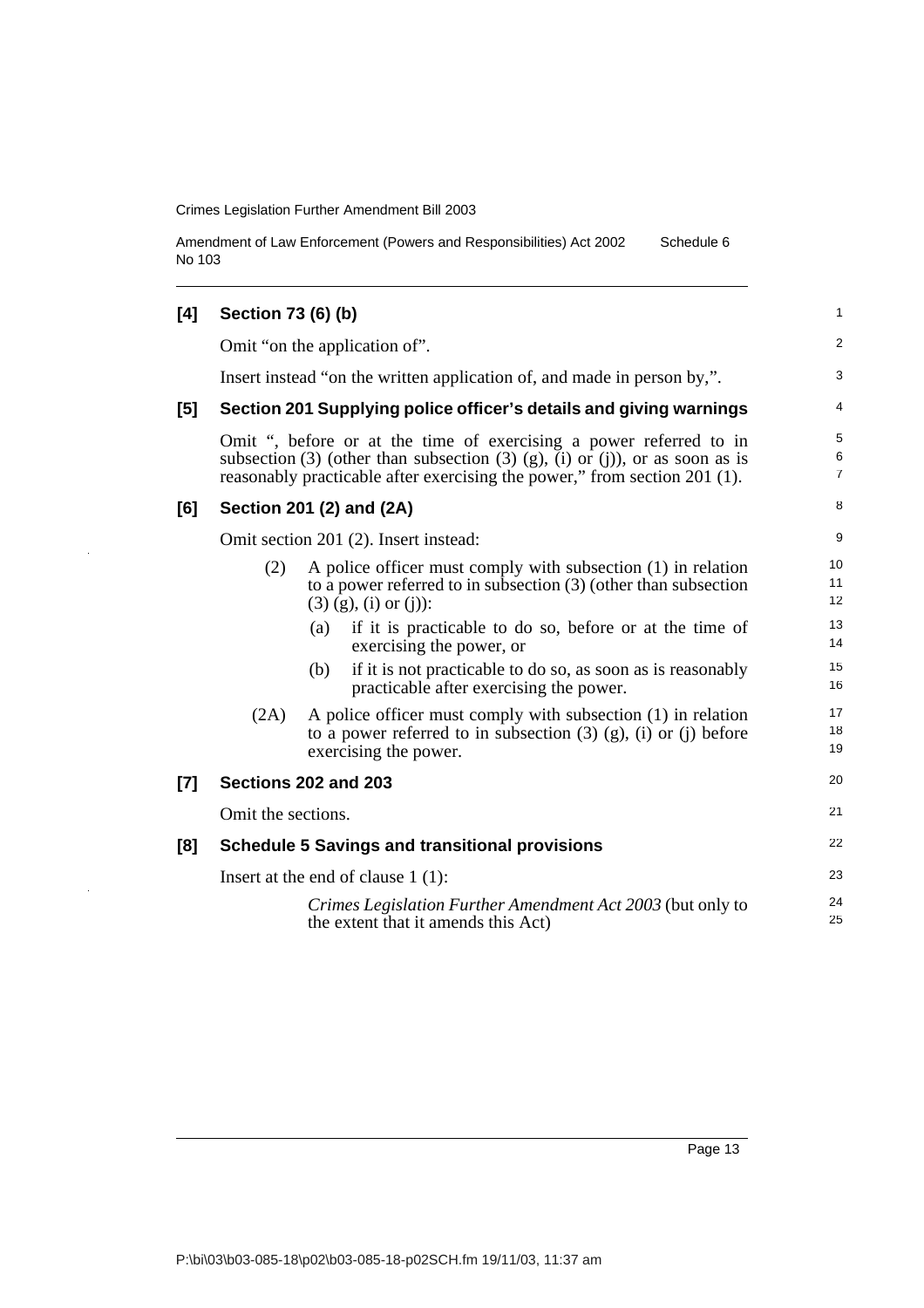**[4] Section 73 (6) (b)**

Omit "on the application of".

Insert instead "on the written application of, and made in person by,".

**[5] Section 201 Supplying police officer's details and giving warnings**

Omit ", before or at the time of exercising a power referred to in subsection (3) (other than subsection (3) (g), (i) or (j)), or as soon as is reasonably practicable after exercising the power," from section 201 (1).

**[6] Section 201 (2) and (2A)**

Omit section 201 (2). Insert instead:

(2) A police officer must comply with subsection (1) in relation to a power referred to in subsection (3) (other than subsection (3) (g), (i) or (j)):

(a) if it is practicable to do so, before or at the time of exercising the power, or

(b) if it is not practicable to do so, as soon as is reasonably practicable after exercising the power.

(2A) A police officer must comply with subsection (1) in relation to a power referred to in subsection (3) (g), (i) or (j) before exercising the power.

**[7] Sections 202 and 203**

Omit the sections.

**[8] Schedule 5 Savings and transitional provisions**

Insert at the end of clause 1 (1):

*Crimes Legislation Further Amendment Act 2003* (but only to the extent that it amends this Act)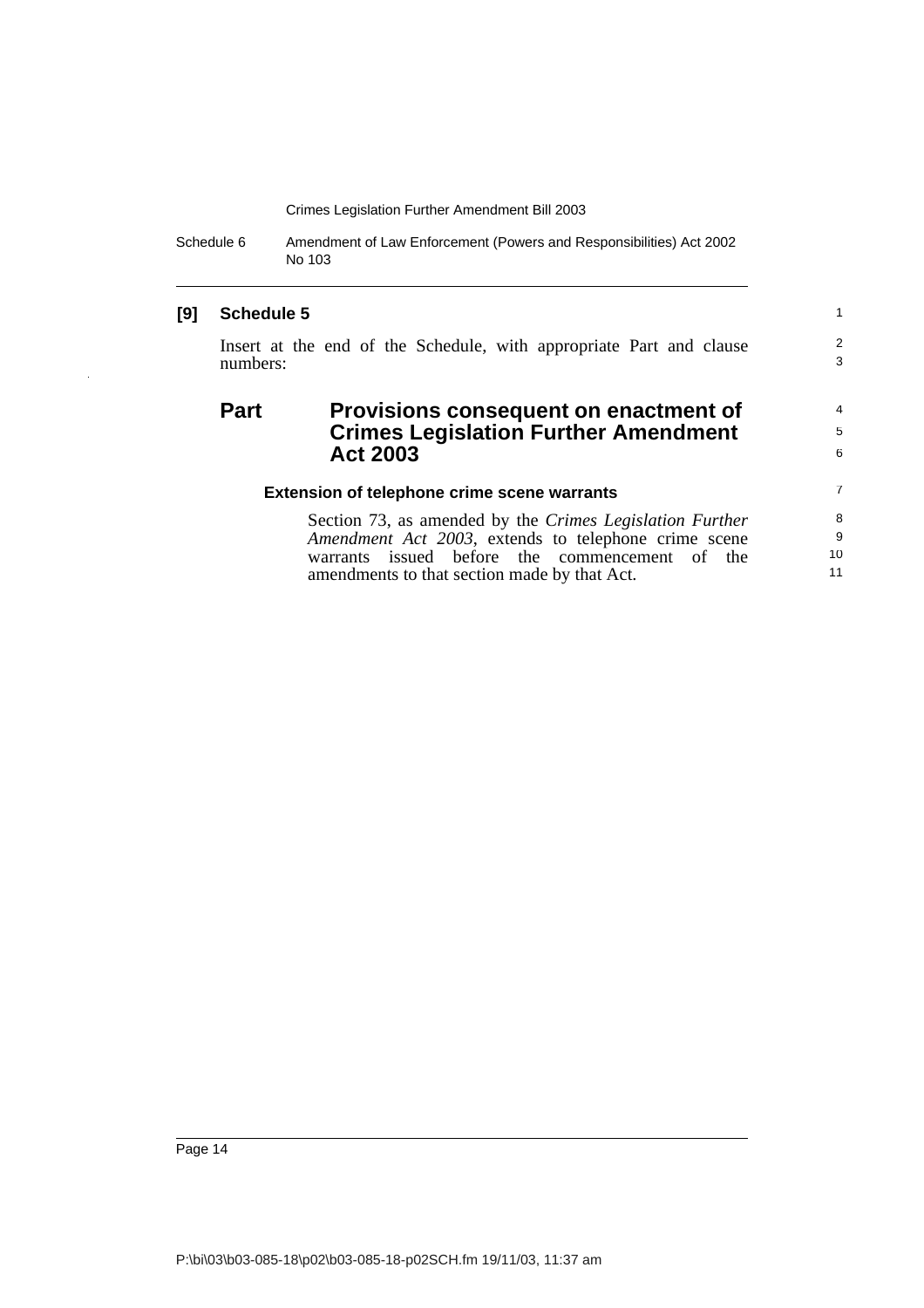### [9] Schedule 5

Insert at the end of the Schedule, with appropriate Part and clause numbers:

## Part Provisions consequent on enactment of Crimes Legislation Further Amendment Act 2003

#### Extension of telephone crime scene warrants

Section 73, as amended by the *Crimes Legislation Further Amendment Act 2003*, extends to telephone crime scene warrants issued before the commencement of the amendments to that section made by that Act.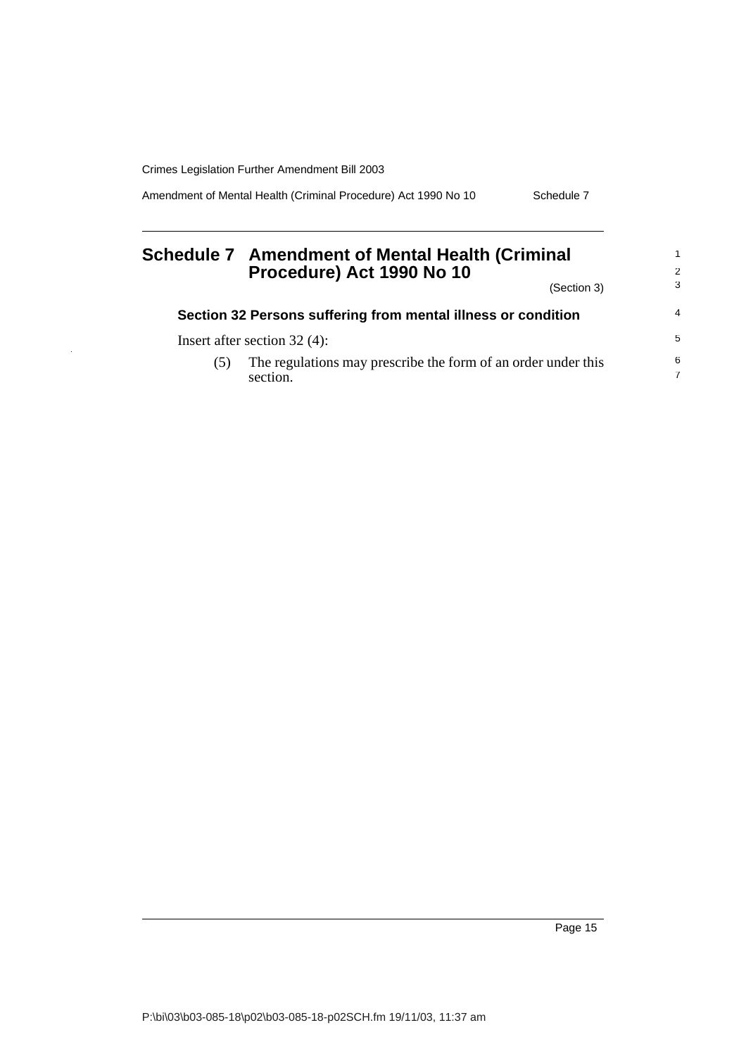# Schedule 7 Amendment of Mental Health (Criminal Procedure) Act 1990 No 10

(Section 3)

### Section 32 Persons suffering from mental illness or condition

Insert after section 32 (4):

(5) The regulations may prescribe the form of an order under this section.